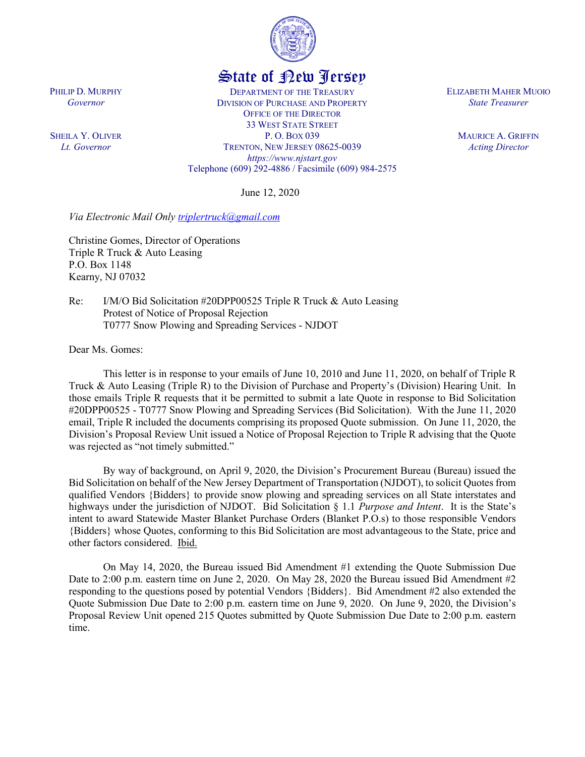# State of New Jersey

PHILIP D. MURPHY
*Governor*

SHEILA Y. OLIVER
*Lt. Governor*

DEPARTMENT OF THE TREASURY
DIVISION OF PURCHASE AND PROPERTY
OFFICE OF THE DIRECTOR
33 WEST STATE STREET
P. O. BOX 039
TRENTON, NEW JERSEY 08625-0039
*https://www.njstart.gov*
Telephone (609) 292-4886 / Facsimile (609) 984-2575

ELIZABETH MAHER MUOIO
*State Treasurer*

MAURICE A. GRIFFIN
*Acting Director*

June 12, 2020

*Via Electronic Mail Only triplertruck@gmail.com*

Christine Gomes, Director of Operations
Triple R Truck & Auto Leasing
P.O. Box 1148
Kearny, NJ 07032

Re: I/M/O Bid Solicitation #20DPP00525 Triple R Truck & Auto Leasing
Protest of Notice of Proposal Rejection
T0777 Snow Plowing and Spreading Services - NJDOT

Dear Ms. Gomes:

This letter is in response to your emails of June 10, 2010 and June 11, 2020, on behalf of Triple R Truck & Auto Leasing (Triple R) to the Division of Purchase and Property's (Division) Hearing Unit. In those emails Triple R requests that it be permitted to submit a late Quote in response to Bid Solicitation #20DPP00525 - T0777 Snow Plowing and Spreading Services (Bid Solicitation). With the June 11, 2020 email, Triple R included the documents comprising its proposed Quote submission. On June 11, 2020, the Division's Proposal Review Unit issued a Notice of Proposal Rejection to Triple R advising that the Quote was rejected as "not timely submitted."

By way of background, on April 9, 2020, the Division's Procurement Bureau (Bureau) issued the Bid Solicitation on behalf of the New Jersey Department of Transportation (NJDOT), to solicit Quotes from qualified Vendors {Bidders} to provide snow plowing and spreading services on all State interstates and highways under the jurisdiction of NJDOT. Bid Solicitation § 1.1 *Purpose and Intent*. It is the State's intent to award Statewide Master Blanket Purchase Orders (Blanket P.O.s) to those responsible Vendors {Bidders} whose Quotes, conforming to this Bid Solicitation are most advantageous to the State, price and other factors considered. Ibid.

On May 14, 2020, the Bureau issued Bid Amendment #1 extending the Quote Submission Due Date to 2:00 p.m. eastern time on June 2, 2020. On May 28, 2020 the Bureau issued Bid Amendment #2 responding to the questions posed by potential Vendors {Bidders}. Bid Amendment #2 also extended the Quote Submission Due Date to 2:00 p.m. eastern time on June 9, 2020. On June 9, 2020, the Division's Proposal Review Unit opened 215 Quotes submitted by Quote Submission Due Date to 2:00 p.m. eastern time.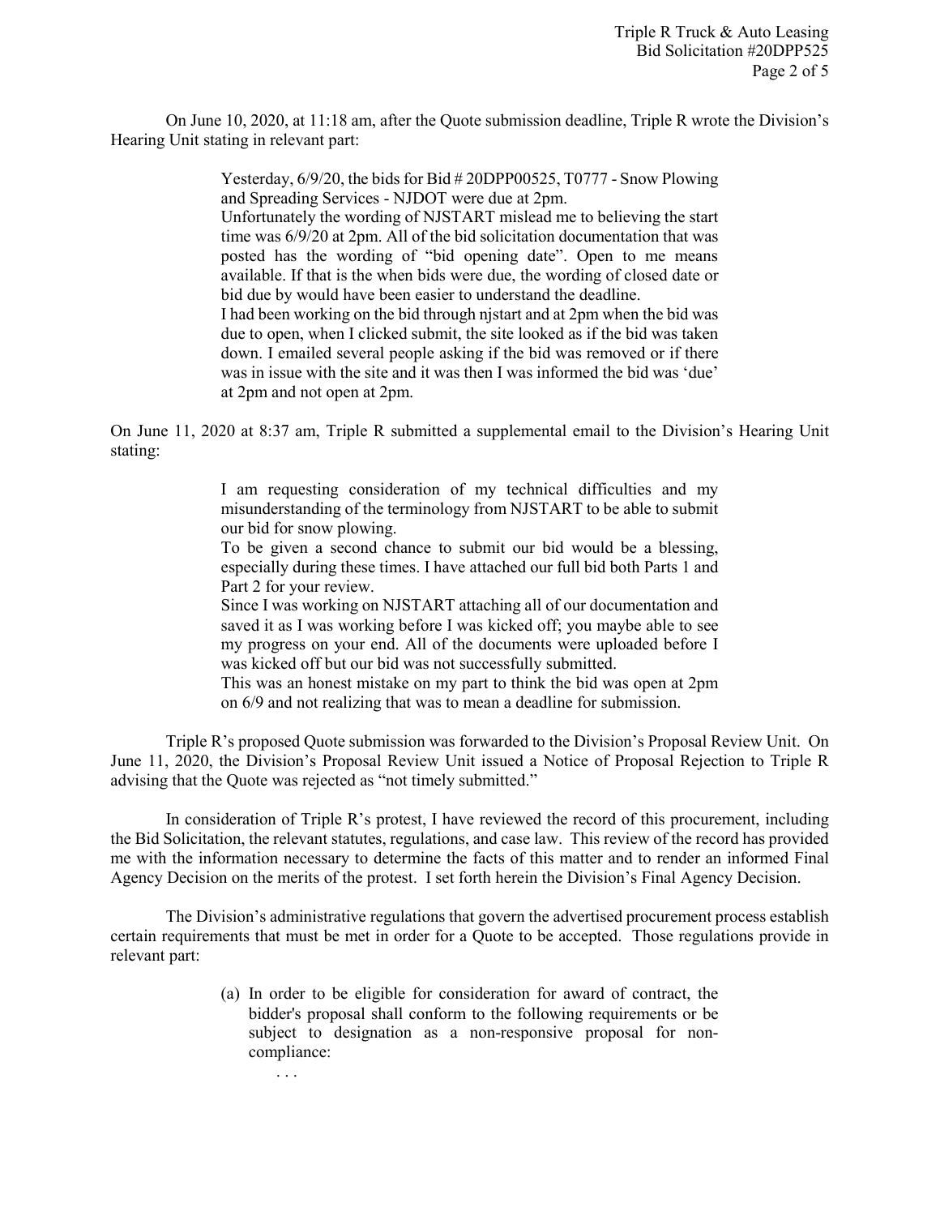On June 10, 2020, at 11:18 am, after the Quote submission deadline, Triple R wrote the Division's Hearing Unit stating in relevant part:

> Yesterday, 6/9/20, the bids for Bid # 20DPP00525, T0777 - Snow Plowing and Spreading Services - NJDOT were due at 2pm.
> Unfortunately the wording of NJSTART mislead me to believing the start time was 6/9/20 at 2pm. All of the bid solicitation documentation that was posted has the wording of "bid opening date". Open to me means available. If that is the when bids were due, the wording of closed date or bid due by would have been easier to understand the deadline.
> I had been working on the bid through njstart and at 2pm when the bid was due to open, when I clicked submit, the site looked as if the bid was taken down. I emailed several people asking if the bid was removed or if there was in issue with the site and it was then I was informed the bid was 'due' at 2pm and not open at 2pm.

On June 11, 2020 at 8:37 am, Triple R submitted a supplemental email to the Division's Hearing Unit stating:

> I am requesting consideration of my technical difficulties and my misunderstanding of the terminology from NJSTART to be able to submit our bid for snow plowing.
> To be given a second chance to submit our bid would be a blessing, especially during these times. I have attached our full bid both Parts 1 and Part 2 for your review.
> Since I was working on NJSTART attaching all of our documentation and saved it as I was working before I was kicked off; you maybe able to see my progress on your end. All of the documents were uploaded before I was kicked off but our bid was not successfully submitted.
> This was an honest mistake on my part to think the bid was open at 2pm on 6/9 and not realizing that was to mean a deadline for submission.

Triple R's proposed Quote submission was forwarded to the Division's Proposal Review Unit. On June 11, 2020, the Division's Proposal Review Unit issued a Notice of Proposal Rejection to Triple R advising that the Quote was rejected as "not timely submitted."

In consideration of Triple R's protest, I have reviewed the record of this procurement, including the Bid Solicitation, the relevant statutes, regulations, and case law. This review of the record has provided me with the information necessary to determine the facts of this matter and to render an informed Final Agency Decision on the merits of the protest. I set forth herein the Division's Final Agency Decision.

The Division's administrative regulations that govern the advertised procurement process establish certain requirements that must be met in order for a Quote to be accepted. Those regulations provide in relevant part:

> (a) In order to be eligible for consideration for award of contract, the bidder's proposal shall conform to the following requirements or be subject to designation as a non-responsive proposal for non-compliance:
>
> . . .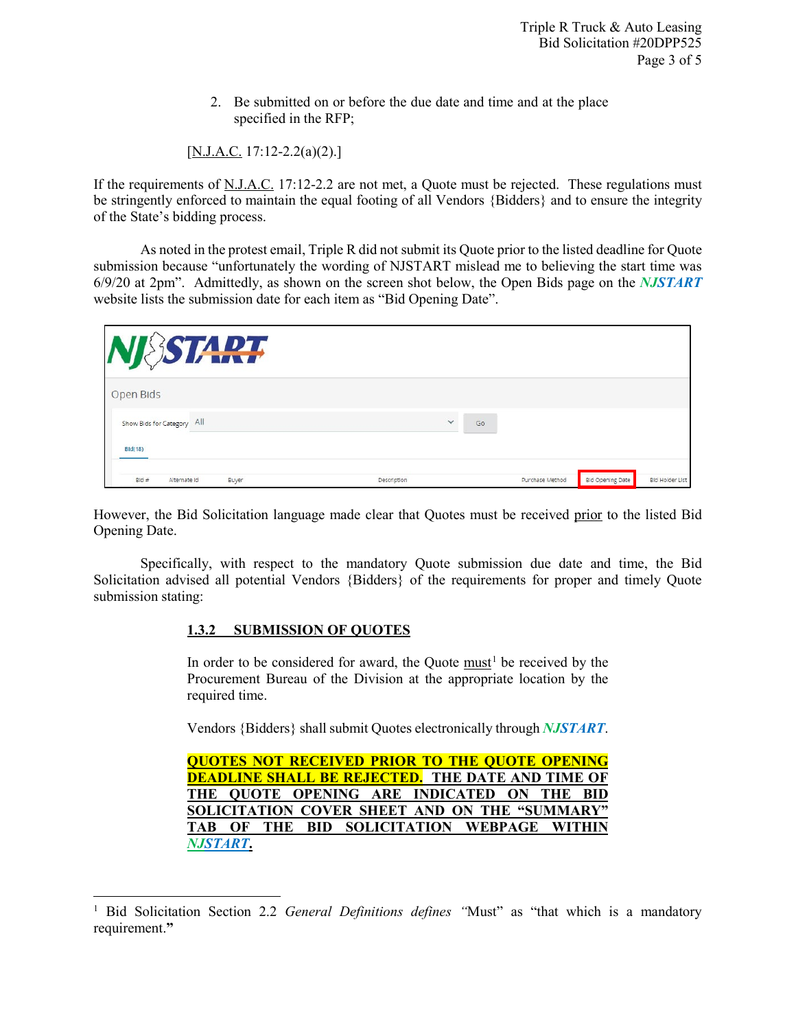2. Be submitted on or before the due date and time and at the place specified in the RFP;

[N.J.A.C. 17:12-2.2(a)(2).]

If the requirements of N.J.A.C. 17:12-2.2 are not met, a Quote must be rejected. These regulations must be stringently enforced to maintain the equal footing of all Vendors {Bidders} and to ensure the integrity of the State's bidding process.

As noted in the protest email, Triple R did not submit its Quote prior to the listed deadline for Quote submission because "unfortunately the wording of NJSTART mislead me to believing the start time was 6/9/20 at 2pm". Admittedly, as shown on the screen shot below, the Open Bids page on the ***NJSTART*** website lists the submission date for each item as "Bid Opening Date".

However, the Bid Solicitation language made clear that Quotes must be received prior to the listed Bid Opening Date.

Specifically, with respect to the mandatory Quote submission due date and time, the Bid Solicitation advised all potential Vendors {Bidders} of the requirements for proper and timely Quote submission stating:

**1.3.2 SUBMISSION OF QUOTES**

In order to be considered for award, the Quote must[1] be received by the Procurement Bureau of the Division at the appropriate location by the required time.

Vendors {Bidders} shall submit Quotes electronically through ***NJSTART***.

**QUOTES NOT RECEIVED PRIOR TO THE QUOTE OPENING DEADLINE SHALL BE REJECTED. THE DATE AND TIME OF THE QUOTE OPENING ARE INDICATED ON THE BID SOLICITATION COVER SHEET AND ON THE "SUMMARY" TAB OF THE BID SOLICITATION WEBPAGE WITHIN *NJSTART*.**

---

[1] Bid Solicitation Section 2.2 *General Definitions defines "*Must" as "that which is a mandatory requirement."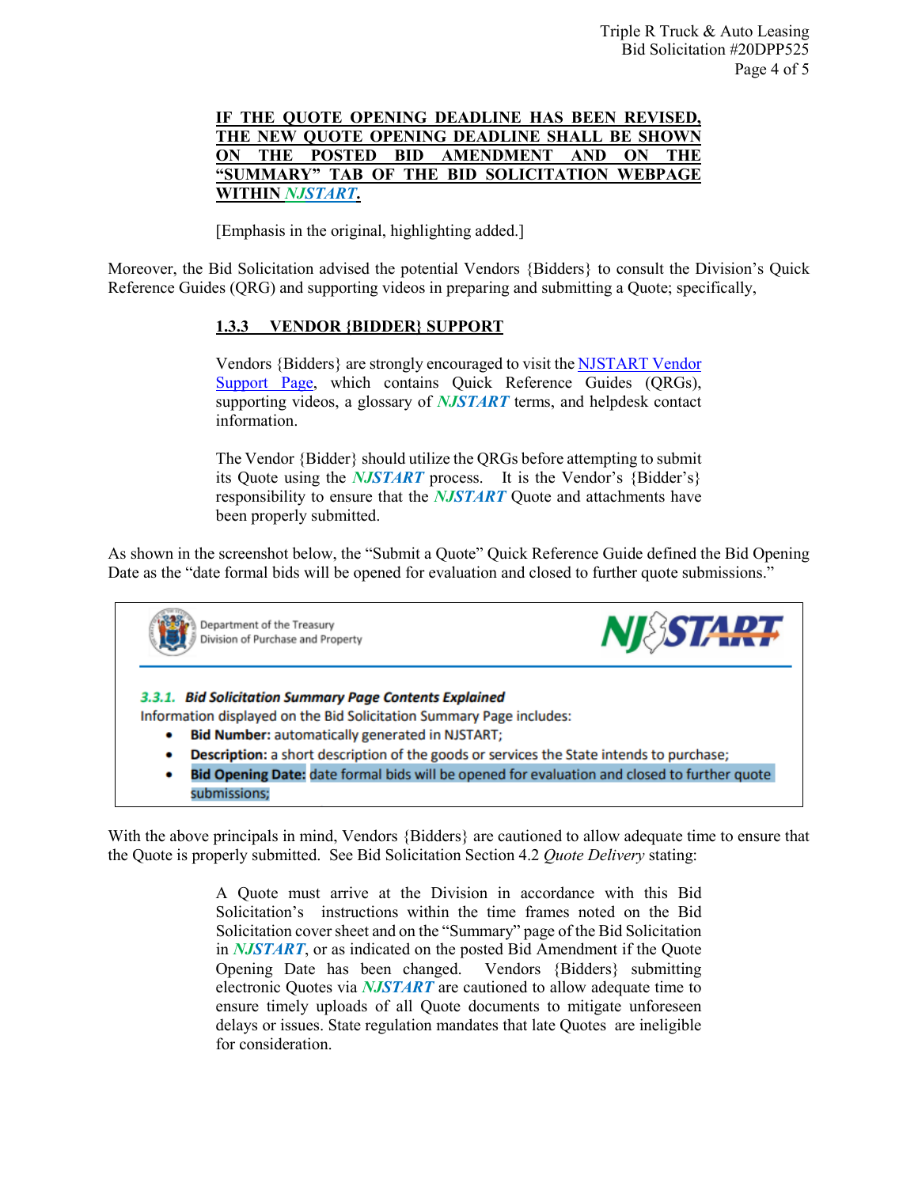**IF THE QUOTE OPENING DEADLINE HAS BEEN REVISED, THE NEW QUOTE OPENING DEADLINE SHALL BE SHOWN ON THE POSTED BID AMENDMENT AND ON THE "SUMMARY" TAB OF THE BID SOLICITATION WEBPAGE WITHIN *NJSTART*.**

[Emphasis in the original, highlighting added.]

Moreover, the Bid Solicitation advised the potential Vendors {Bidders} to consult the Division's Quick Reference Guides (QRG) and supporting videos in preparing and submitting a Quote; specifically,

> **1.3.3 VENDOR {BIDDER} SUPPORT**
>
> Vendors {Bidders} are strongly encouraged to visit the NJSTART Vendor Support Page, which contains Quick Reference Guides (QRGs), supporting videos, a glossary of ***NJSTART*** terms, and helpdesk contact information.
>
> The Vendor {Bidder} should utilize the QRGs before attempting to submit its Quote using the ***NJSTART*** process. It is the Vendor's {Bidder's} responsibility to ensure that the ***NJSTART*** Quote and attachments have been properly submitted.

As shown in the screenshot below, the "Submit a Quote" Quick Reference Guide defined the Bid Opening Date as the "date formal bids will be opened for evaluation and closed to further quote submissions."

> Department of the Treasury
> Division of Purchase and Property
>
> NJSTART
>
> ***3.3.1. Bid Solicitation Summary Page Contents Explained***
>
> Information displayed on the Bid Solicitation Summary Page includes:
>
> - **Bid Number:** automatically generated in NJSTART;
> - **Description:** a short description of the goods or services the State intends to purchase;
> - **Bid Opening Date:** date formal bids will be opened for evaluation and closed to further quote submissions;

With the above principals in mind, Vendors {Bidders} are cautioned to allow adequate time to ensure that the Quote is properly submitted. See Bid Solicitation Section 4.2 *Quote Delivery* stating:

> A Quote must arrive at the Division in accordance with this Bid Solicitation's instructions within the time frames noted on the Bid Solicitation cover sheet and on the "Summary" page of the Bid Solicitation in ***NJSTART***, or as indicated on the posted Bid Amendment if the Quote Opening Date has been changed. Vendors {Bidders} submitting electronic Quotes via ***NJSTART*** are cautioned to allow adequate time to ensure timely uploads of all Quote documents to mitigate unforeseen delays or issues. State regulation mandates that late Quotes are ineligible for consideration.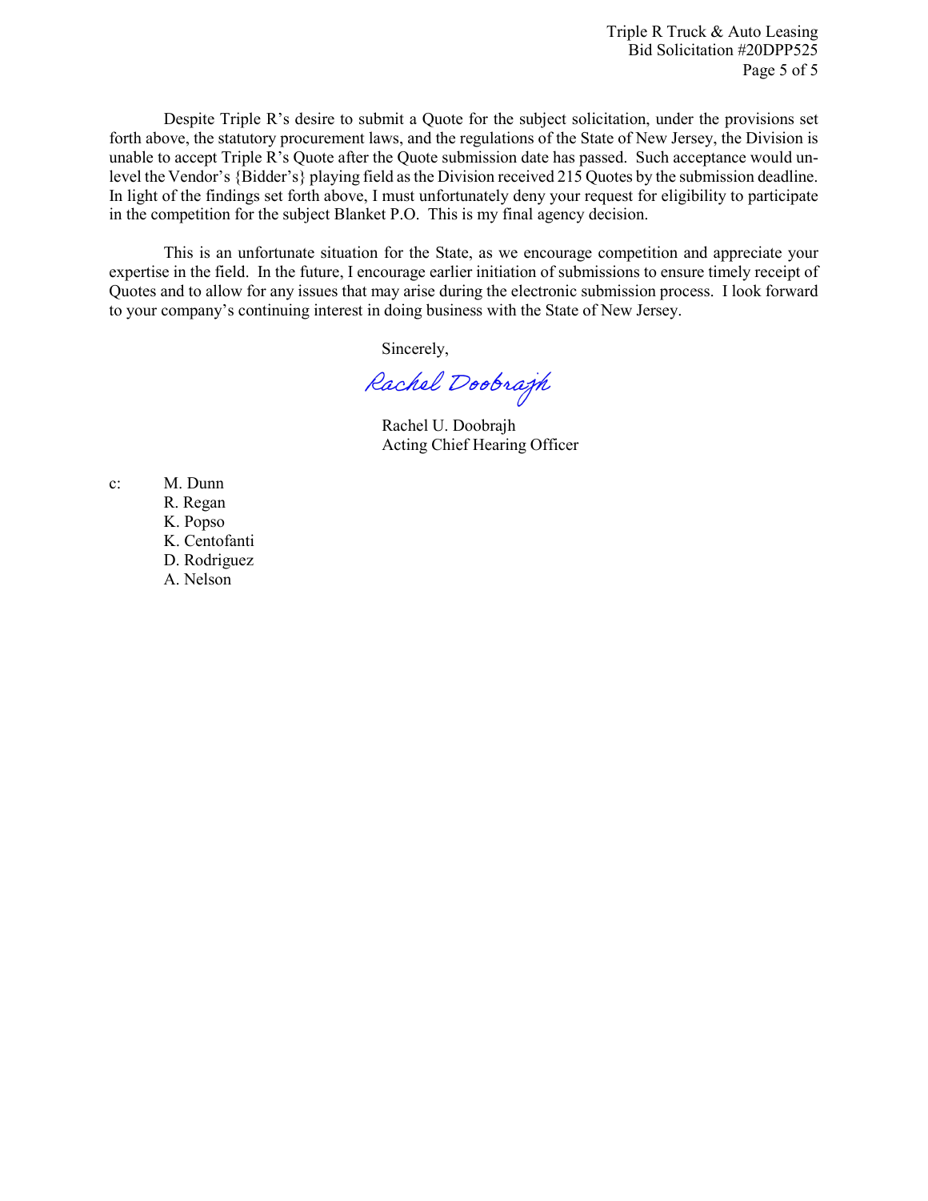Despite Triple R's desire to submit a Quote for the subject solicitation, under the provisions set forth above, the statutory procurement laws, and the regulations of the State of New Jersey, the Division is unable to accept Triple R's Quote after the Quote submission date has passed. Such acceptance would un-level the Vendor's {Bidder's} playing field as the Division received 215 Quotes by the submission deadline. In light of the findings set forth above, I must unfortunately deny your request for eligibility to participate in the competition for the subject Blanket P.O. This is my final agency decision.

This is an unfortunate situation for the State, as we encourage competition and appreciate your expertise in the field. In the future, I encourage earlier initiation of submissions to ensure timely receipt of Quotes and to allow for any issues that may arise during the electronic submission process. I look forward to your company's continuing interest in doing business with the State of New Jersey.

Sincerely,

Rachel Doobrajh

Rachel U. Doobrajh
Acting Chief Hearing Officer

c: M. Dunn
R. Regan
K. Popso
K. Centofanti
D. Rodriguez
A. Nelson